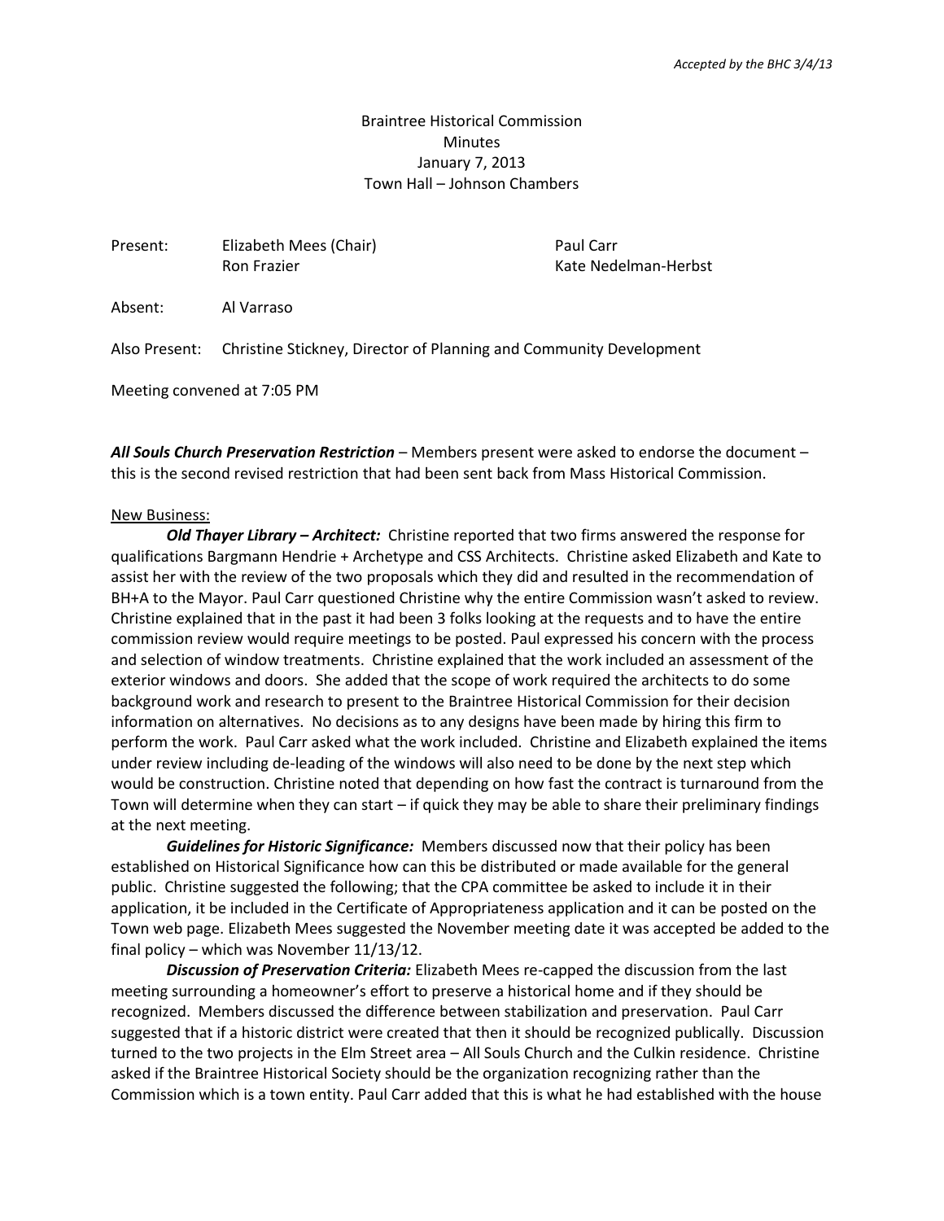*Accepted by the BHC 3/4/13*

Braintree Historical Commission
Minutes
January 7, 2013
Town Hall – Johnson Chambers

| | | |
|---|---|---|
| Present: | Elizabeth Mees (Chair) | Paul Carr |
| | Ron Frazier | Kate Nedelman-Herbst |

Absent: Al Varraso

Also Present: Christine Stickney, Director of Planning and Community Development

Meeting convened at 7:05 PM

***All Souls Church Preservation Restriction*** – Members present were asked to endorse the document – this is the second revised restriction that had been sent back from Mass Historical Commission.

New Business:

***Old Thayer Library – Architect:*** Christine reported that two firms answered the response for qualifications Bargmann Hendrie + Archetype and CSS Architects. Christine asked Elizabeth and Kate to assist her with the review of the two proposals which they did and resulted in the recommendation of BH+A to the Mayor. Paul Carr questioned Christine why the entire Commission wasn't asked to review. Christine explained that in the past it had been 3 folks looking at the requests and to have the entire commission review would require meetings to be posted. Paul expressed his concern with the process and selection of window treatments. Christine explained that the work included an assessment of the exterior windows and doors. She added that the scope of work required the architects to do some background work and research to present to the Braintree Historical Commission for their decision information on alternatives. No decisions as to any designs have been made by hiring this firm to perform the work. Paul Carr asked what the work included. Christine and Elizabeth explained the items under review including de-leading of the windows will also need to be done by the next step which would be construction. Christine noted that depending on how fast the contract is turnaround from the Town will determine when they can start – if quick they may be able to share their preliminary findings at the next meeting.

***Guidelines for Historic Significance:*** Members discussed now that their policy has been established on Historical Significance how can this be distributed or made available for the general public. Christine suggested the following; that the CPA committee be asked to include it in their application, it be included in the Certificate of Appropriateness application and it can be posted on the Town web page. Elizabeth Mees suggested the November meeting date it was accepted be added to the final policy – which was November 11/13/12.

***Discussion of Preservation Criteria:*** Elizabeth Mees re-capped the discussion from the last meeting surrounding a homeowner's effort to preserve a historical home and if they should be recognized. Members discussed the difference between stabilization and preservation. Paul Carr suggested that if a historic district were created that then it should be recognized publically. Discussion turned to the two projects in the Elm Street area – All Souls Church and the Culkin residence. Christine asked if the Braintree Historical Society should be the organization recognizing rather than the Commission which is a town entity. Paul Carr added that this is what he had established with the house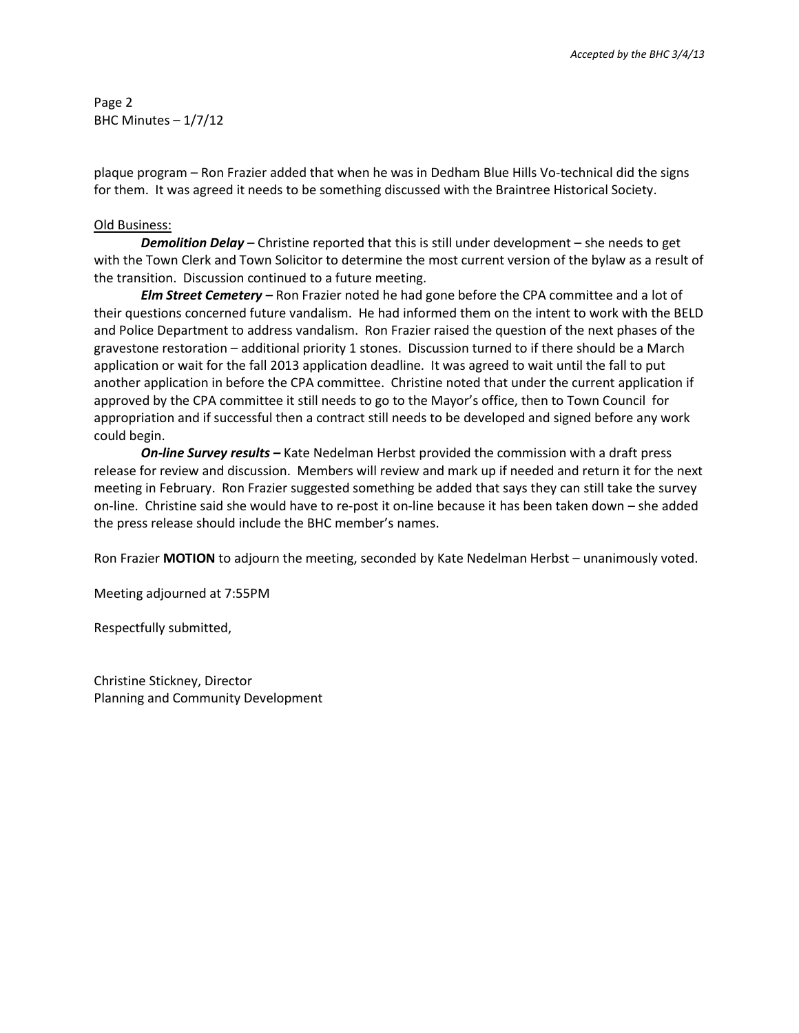plaque program – Ron Frazier added that when he was in Dedham Blue Hills Vo-technical did the signs for them. It was agreed it needs to be something discussed with the Braintree Historical Society.

Old Business:

***Demolition Delay*** – Christine reported that this is still under development – she needs to get with the Town Clerk and Town Solicitor to determine the most current version of the bylaw as a result of the transition. Discussion continued to a future meeting.

***Elm Street Cemetery –*** Ron Frazier noted he had gone before the CPA committee and a lot of their questions concerned future vandalism. He had informed them on the intent to work with the BELD and Police Department to address vandalism. Ron Frazier raised the question of the next phases of the gravestone restoration – additional priority 1 stones. Discussion turned to if there should be a March application or wait for the fall 2013 application deadline. It was agreed to wait until the fall to put another application in before the CPA committee. Christine noted that under the current application if approved by the CPA committee it still needs to go to the Mayor's office, then to Town Council for appropriation and if successful then a contract still needs to be developed and signed before any work could begin.

***On-line Survey results –*** Kate Nedelman Herbst provided the commission with a draft press release for review and discussion. Members will review and mark up if needed and return it for the next meeting in February. Ron Frazier suggested something be added that says they can still take the survey on-line. Christine said she would have to re-post it on-line because it has been taken down – she added the press release should include the BHC member's names.

Ron Frazier **MOTION** to adjourn the meeting, seconded by Kate Nedelman Herbst – unanimously voted.

Meeting adjourned at 7:55PM

Respectfully submitted,

Christine Stickney, Director
Planning and Community Development